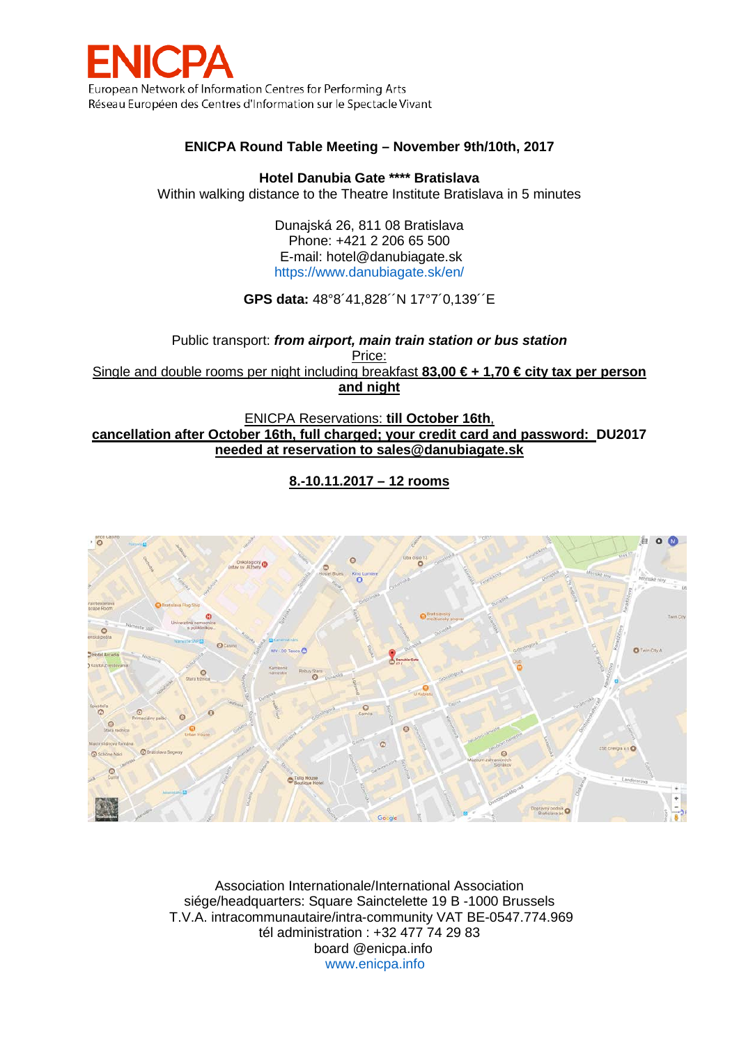# ENICPA

European Network of Information Centres for Performing Arts
Réseau Européen des Centres d'Information sur le Spectacle Vivant

**ENICPA Round Table Meeting – November 9th/10th, 2017**

**Hotel Danubia Gate \*\*\*\* Bratislava**
Within walking distance to the Theatre Institute Bratislava in 5 minutes

Dunajská 26, 811 08 Bratislava
Phone: +421 2 206 65 500
E-mail: hotel@danubiagate.sk
https://www.danubiagate.sk/en/

**GPS data:** 48°8´41,828´´N 17°7´0,139´´E

Public transport: ***from airport, main train station or bus station***
Price:
Single and double rooms per night including breakfast **83,00 € + 1,70 € city tax per person and night**

ENICPA Reservations: **till October 16th**,
**cancellation after October 16th, full charged; your credit card and password: DU2017 needed at reservation to sales@danubiagate.sk**

**8.-10.11.2017 – 12 rooms**

Association Internationale/International Association
siége/headquarters: Square Sainctelette 19 B -1000 Brussels
T.V.A. intracommunautaire/intra-community VAT BE-0547.774.969
tél administration : +32 477 74 29 83
board @enicpa.info
www.enicpa.info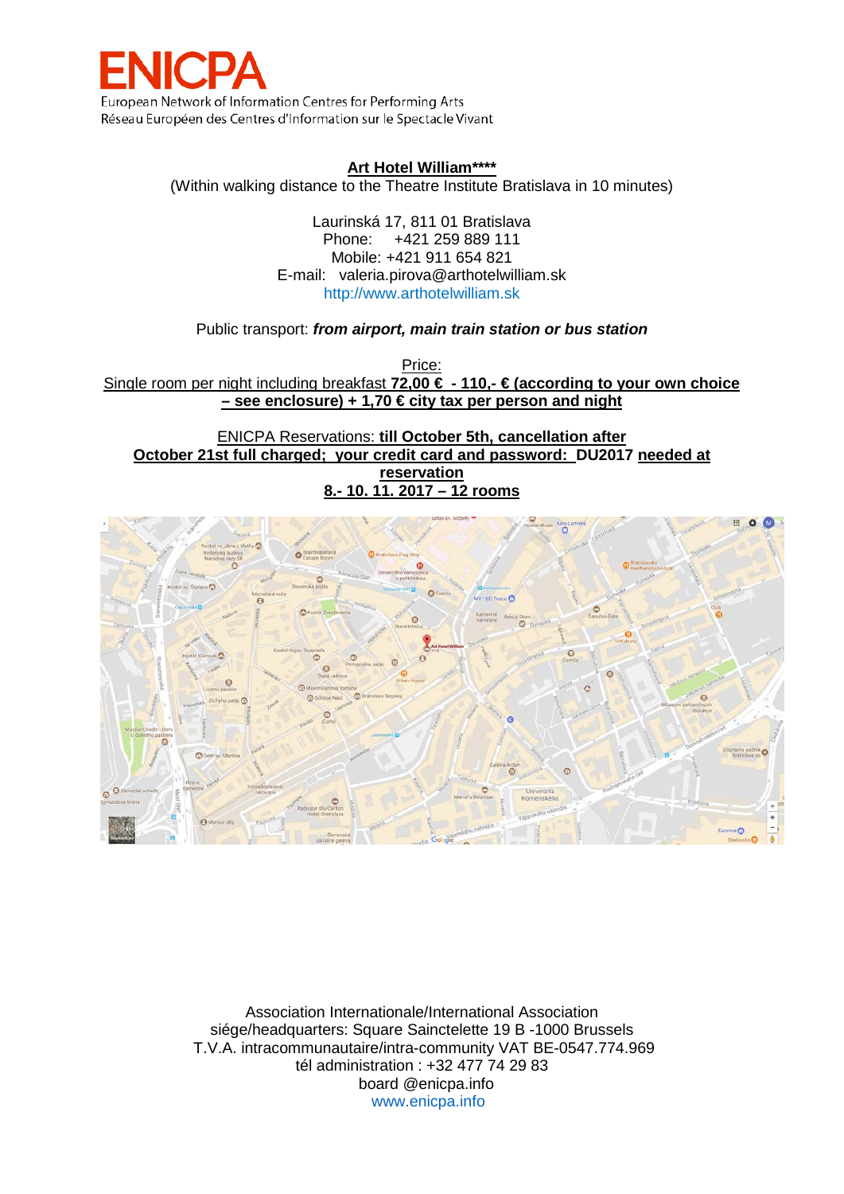# ENICPA

European Network of Information Centres for Performing Arts
Réseau Européen des Centres d'Information sur le Spectacle Vivant

**Art Hotel William\*\*\*\***

(Within walking distance to the Theatre Institute Bratislava in 10 minutes)

Laurinská 17, 811 01 Bratislava
Phone: +421 259 889 111
Mobile: +421 911 654 821
E-mail: valeria.pirova@arthotelwilliam.sk
http://www.arthotelwilliam.sk

Public transport: ***from airport, main train station or bus station***

Price:
Single room per night including breakfast **72,00 € - 110,- € (according to your own choice – see enclosure) + 1,70 € city tax per person and night**

ENICPA Reservations: **till October 5th, cancellation after October 21st full charged; your credit card and password: DU2017 needed at reservation**
**8.- 10. 11. 2017 – 12 rooms**

Association Internationale/International Association
siége/headquarters: Square Sainctelette 19 B -1000 Brussels
T.V.A. intracommunautaire/intra-community VAT BE-0547.774.969
tél administration : +32 477 74 29 83
board @enicpa.info
www.enicpa.info